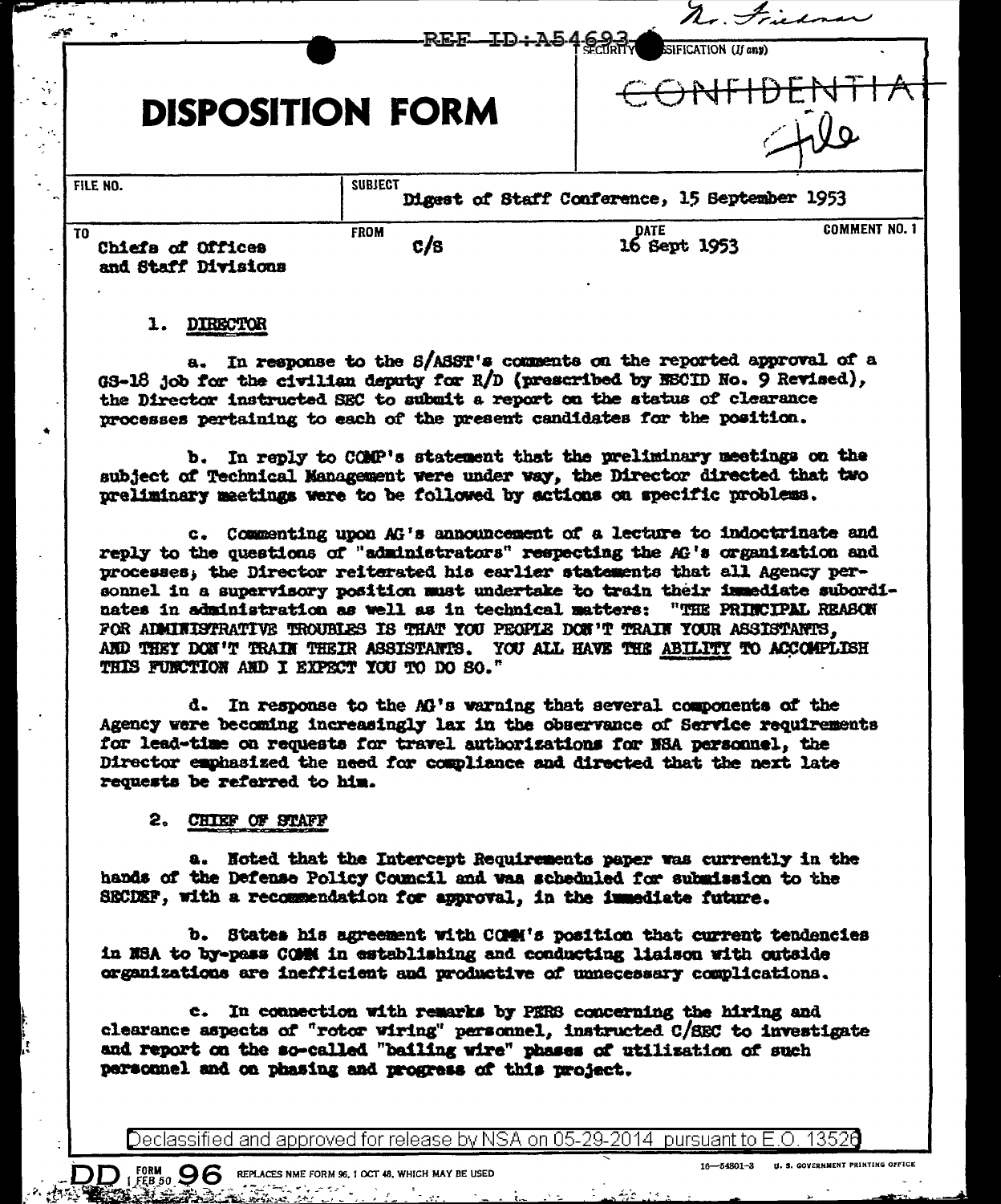Mr. Friedman

REF ID:A54693

SECURITY CLASSIFICATION (If any)

CONFIDENTIAL

File

# DISPOSITION FORM

| FILE NO. | SUBJECT Digest of Staff Conference, 15 September 1953 | | |
|---|---|---|---|
| TO Chiefs of Offices and Staff Divisions | FROM C/S | DATE 16 Sept 1953 | COMMENT NO. 1 |

1. DIRECTOR

a. In response to the S/ASST's comments on the reported approval of a GS-18 job for the civilian deputy for R/D (prescribed by NSCID No. 9 Revised), the Director instructed SEC to submit a report on the status of clearance processes pertaining to each of the present candidates for the position.

b. In reply to COMP's statement that the preliminary meetings on the subject of Technical Management were under way, the Director directed that two preliminary meetings were to be followed by actions on specific problems.

c. Commenting upon AG's announcement of a lecture to indoctrinate and reply to the questions of "administrators" respecting the AG's organization and processes, the Director reiterated his earlier statements that all Agency personnel in a supervisory position must undertake to train their immediate subordinates in administration as well as in technical matters: "THE PRINCIPAL REASON FOR ADMINISTRATIVE TROUBLES IS THAT YOU PEOPLE DON'T TRAIN YOUR ASSISTANTS, AND THEY DON'T TRAIN THEIR ASSISTANTS. YOU ALL HAVE THE ABILITY TO ACCOMPLISH THIS FUNCTION AND I EXPECT YOU TO DO SO."

d. In response to the AG's warning that several components of the Agency were becoming increasingly lax in the observance of Service requirements for lead-time on requests for travel authorizations for NSA personnel, the Director emphasized the need for compliance and directed that the next late requests be referred to him.

2. CHIEF OF STAFF

a. Noted that the Intercept Requirements paper was currently in the hands of the Defense Policy Council and was scheduled for submission to the SECDEF, with a recommendation for approval, in the immediate future.

b. States his agreement with COMM's position that current tendencies in NSA to by-pass COMM in establishing and conducting liaison with outside organizations are inefficient and productive of unnecessary complications.

c. In connection with remarks by PERS concerning the hiring and clearance aspects of "rotor wiring" personnel, instructed C/SEC to investigate and report on the so-called "bailing wire" phases of utilization of such personnel and on phasing and progress of this project.

Declassified and approved for release by NSA on 05-29-2014 pursuant to E.O. 13526

DD FORM 1 FEB 50 96 REPLACES NME FORM 96, 1 OCT 48, WHICH MAY BE USED

16—54801-3 U. S. GOVERNMENT PRINTING OFFICE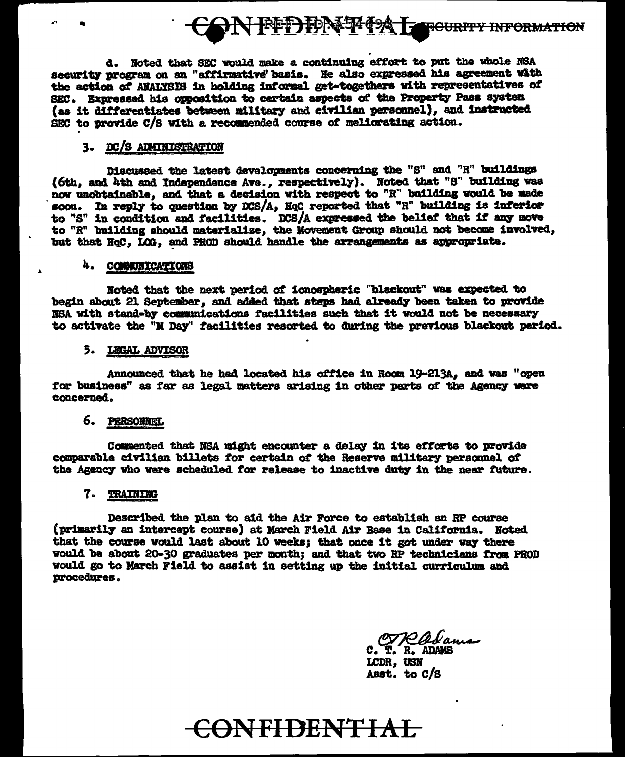d. Noted that SEC would make a continuing effort to put the whole NSA security program on an "affirmative" basis. He also expressed his agreement with the action of ANALYSIS in holding informal get-togethers with representatives of SEC. Expressed his opposition to certain aspects of the Property Pass system (as it differentiates between military and civilian personnel), and instructed SEC to provide C/S with a recommended course of meliorating action.

3. DC/S ADMINISTRATION

Discussed the latest developments concerning the "S" and "R" buildings (6th, and 4th and Independence Ave., respectively). Noted that "S" building was now unobtainable, and that a decision with respect to "R" building would be made soon. In reply to question by DCS/A, HqC reported that "R" building is inferior to "S" in condition and facilities. DCS/A expressed the belief that if any move to "R" building should materialize, the Movement Group should not become involved, but that HqC, LOG, and PROD should handle the arrangements as appropriate.

4. COMMUNICATIONS

Noted that the next period of ionospheric "blackout" was expected to begin about 21 September, and added that steps had already been taken to provide NSA with stand-by communications facilities such that it would not be necessary to activate the "M Day" facilities resorted to during the previous blackout period.

5. LEGAL ADVISOR

Announced that he had located his office in Room 19-213A, and was "open for business" as far as legal matters arising in other parts of the Agency were concerned.

6. PERSONNEL

Commented that NSA might encounter a delay in its efforts to provide comparable civilian billets for certain of the Reserve military personnel of the Agency who were scheduled for release to inactive duty in the near future.

7. TRAINING

Described the plan to aid the Air Force to establish an RP course (primarily an intercept course) at March Field Air Base in California. Noted that the course would last about 10 weeks; that once it got under way there would be about 20-30 graduates per month; and that two RP technicians from PROD would go to March Field to assist in setting up the initial curriculum and procedures.

C. T. R. ADAMS
LCDR, USN
Asst. to C/S